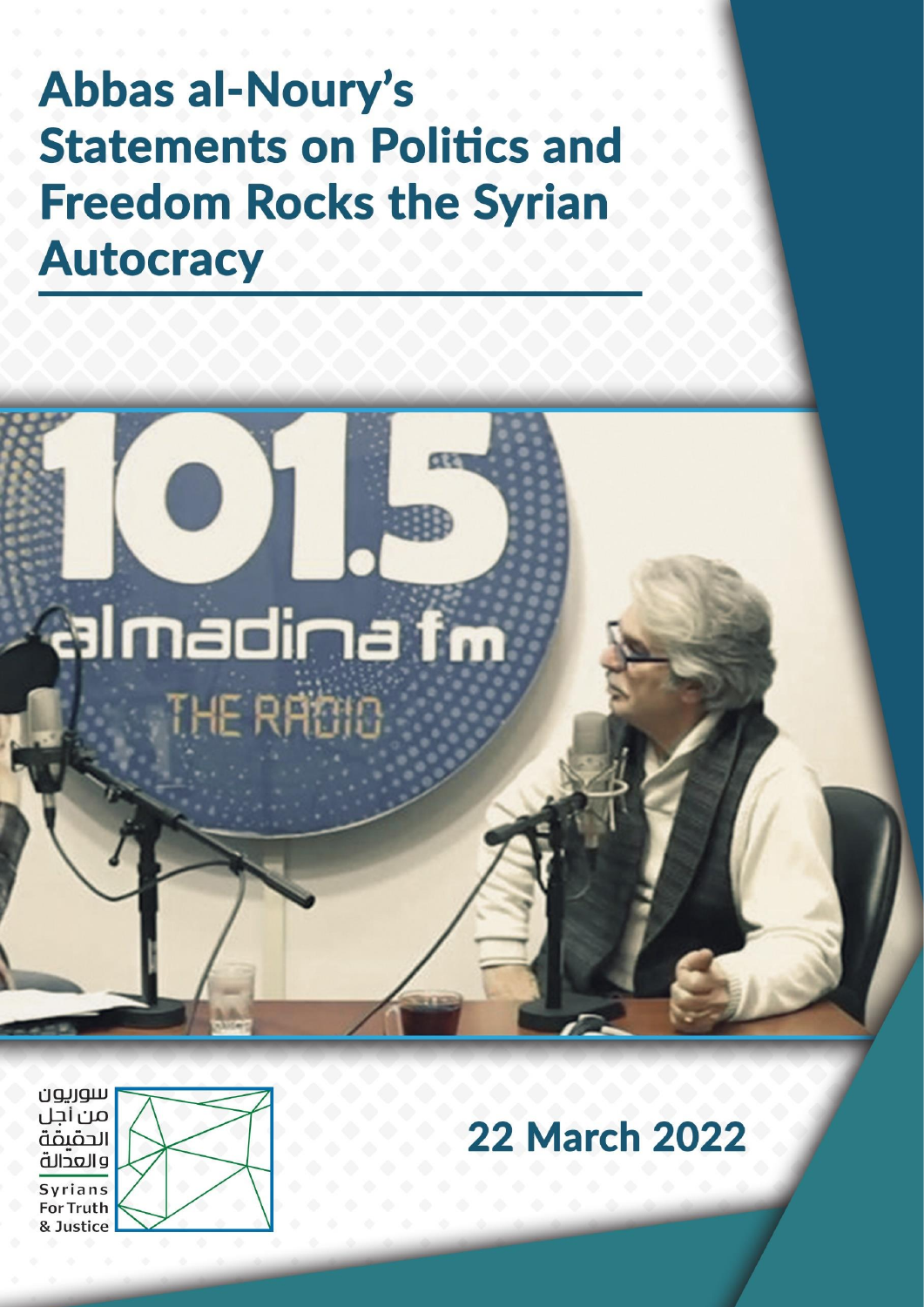# Abbas al-Noury's Statements on Politics and Freedom Rocks the Syrian Autocracy

سوريون من أجل الحقيقة والعدالة

Syrians For Truth & Justice

22 March 2022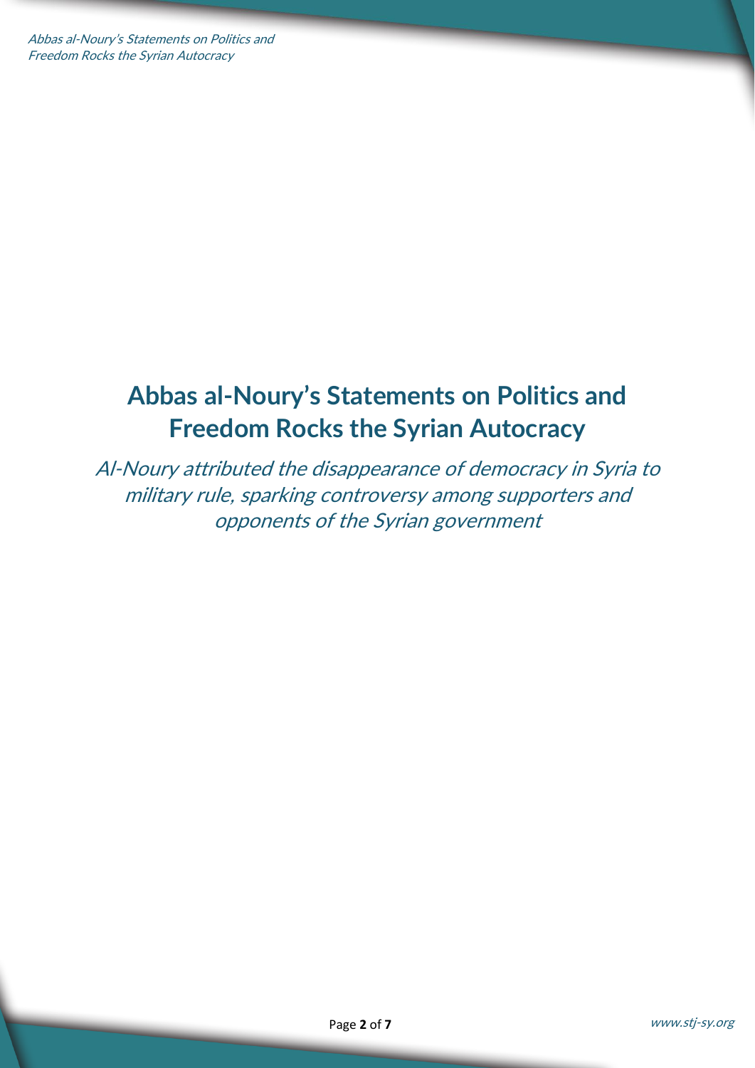# Abbas al-Noury's Statements on Politics and Freedom Rocks the Syrian Autocracy

*Al-Noury attributed the disappearance of democracy in Syria to military rule, sparking controversy among supporters and opponents of the Syrian government*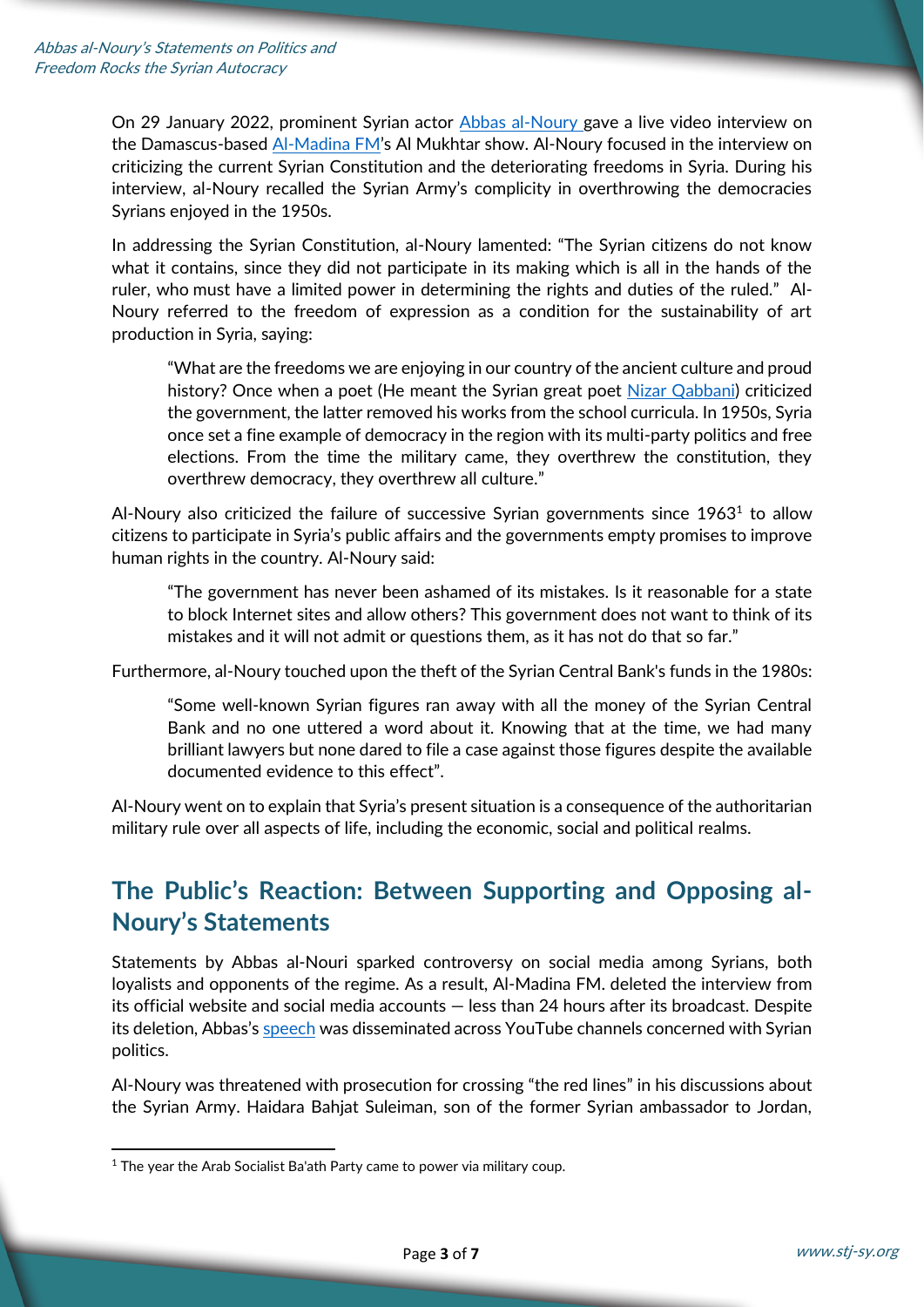On 29 January 2022, prominent Syrian actor Abbas al-Noury gave a live video interview on the Damascus-based Al-Madina FM's Al Mukhtar show. Al-Noury focused in the interview on criticizing the current Syrian Constitution and the deteriorating freedoms in Syria. During his interview, al-Noury recalled the Syrian Army's complicity in overthrowing the democracies Syrians enjoyed in the 1950s.

In addressing the Syrian Constitution, al-Noury lamented: "The Syrian citizens do not know what it contains, since they did not participate in its making which is all in the hands of the ruler, who must have a limited power in determining the rights and duties of the ruled." Al-Noury referred to the freedom of expression as a condition for the sustainability of art production in Syria, saying:

> "What are the freedoms we are enjoying in our country of the ancient culture and proud history? Once when a poet (He meant the Syrian great poet Nizar Qabbani) criticized the government, the latter removed his works from the school curricula. In 1950s, Syria once set a fine example of democracy in the region with its multi-party politics and free elections. From the time the military came, they overthrew the constitution, they overthrew democracy, they overthrew all culture."

Al-Noury also criticized the failure of successive Syrian governments since 1963[1] to allow citizens to participate in Syria's public affairs and the governments empty promises to improve human rights in the country. Al-Noury said:

> "The government has never been ashamed of its mistakes. Is it reasonable for a state to block Internet sites and allow others? This government does not want to think of its mistakes and it will not admit or questions them, as it has not do that so far."

Furthermore, al-Noury touched upon the theft of the Syrian Central Bank's funds in the 1980s:

> "Some well-known Syrian figures ran away with all the money of the Syrian Central Bank and no one uttered a word about it. Knowing that at the time, we had many brilliant lawyers but none dared to file a case against those figures despite the available documented evidence to this effect".

Al-Noury went on to explain that Syria's present situation is a consequence of the authoritarian military rule over all aspects of life, including the economic, social and political realms.

## The Public's Reaction: Between Supporting and Opposing al-Noury's Statements

Statements by Abbas al-Nouri sparked controversy on social media among Syrians, both loyalists and opponents of the regime. As a result, Al-Madina FM. deleted the interview from its official website and social media accounts — less than 24 hours after its broadcast. Despite its deletion, Abbas's speech was disseminated across YouTube channels concerned with Syrian politics.

Al-Noury was threatened with prosecution for crossing "the red lines" in his discussions about the Syrian Army. Haidara Bahjat Suleiman, son of the former Syrian ambassador to Jordan,

[1] The year the Arab Socialist Ba'ath Party came to power via military coup.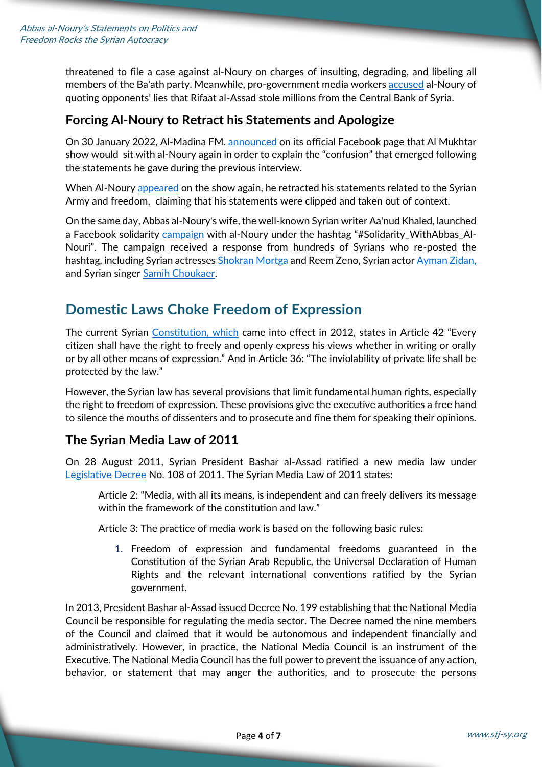threatened to file a case against al-Noury on charges of insulting, degrading, and libeling all members of the Ba'ath party. Meanwhile, pro-government media workers accused al-Noury of quoting opponents' lies that Rifaat al-Assad stole millions from the Central Bank of Syria.

### Forcing Al-Noury to Retract his Statements and Apologize

On 30 January 2022, Al-Madina FM. announced on its official Facebook page that Al Mukhtar show would sit with al-Noury again in order to explain the "confusion" that emerged following the statements he gave during the previous interview.

When Al-Noury appeared on the show again, he retracted his statements related to the Syrian Army and freedom, claiming that his statements were clipped and taken out of context.

On the same day, Abbas al-Noury's wife, the well-known Syrian writer Aa'nud Khaled, launched a Facebook solidarity campaign with al-Noury under the hashtag "#Solidarity_WithAbbas_Al-Nouri". The campaign received a response from hundreds of Syrians who re-posted the hashtag, including Syrian actresses Shokran Mortga and Reem Zeno, Syrian actor Ayman Zidan, and Syrian singer Samih Choukaer.

## Domestic Laws Choke Freedom of Expression

The current Syrian Constitution, which came into effect in 2012, states in Article 42 "Every citizen shall have the right to freely and openly express his views whether in writing or orally or by all other means of expression." And in Article 36: "The inviolability of private life shall be protected by the law."

However, the Syrian law has several provisions that limit fundamental human rights, especially the right to freedom of expression. These provisions give the executive authorities a free hand to silence the mouths of dissenters and to prosecute and fine them for speaking their opinions.

### The Syrian Media Law of 2011

On 28 August 2011, Syrian President Bashar al-Assad ratified a new media law under Legislative Decree No. 108 of 2011. The Syrian Media Law of 2011 states:

> Article 2: "Media, with all its means, is independent and can freely delivers its message within the framework of the constitution and law."
>
> Article 3: The practice of media work is based on the following basic rules:
>
> 1. Freedom of expression and fundamental freedoms guaranteed in the Constitution of the Syrian Arab Republic, the Universal Declaration of Human Rights and the relevant international conventions ratified by the Syrian government.

In 2013, President Bashar al-Assad issued Decree No. 199 establishing that the National Media Council be responsible for regulating the media sector. The Decree named the nine members of the Council and claimed that it would be autonomous and independent financially and administratively. However, in practice, the National Media Council is an instrument of the Executive. The National Media Council has the full power to prevent the issuance of any action, behavior, or statement that may anger the authorities, and to prosecute the persons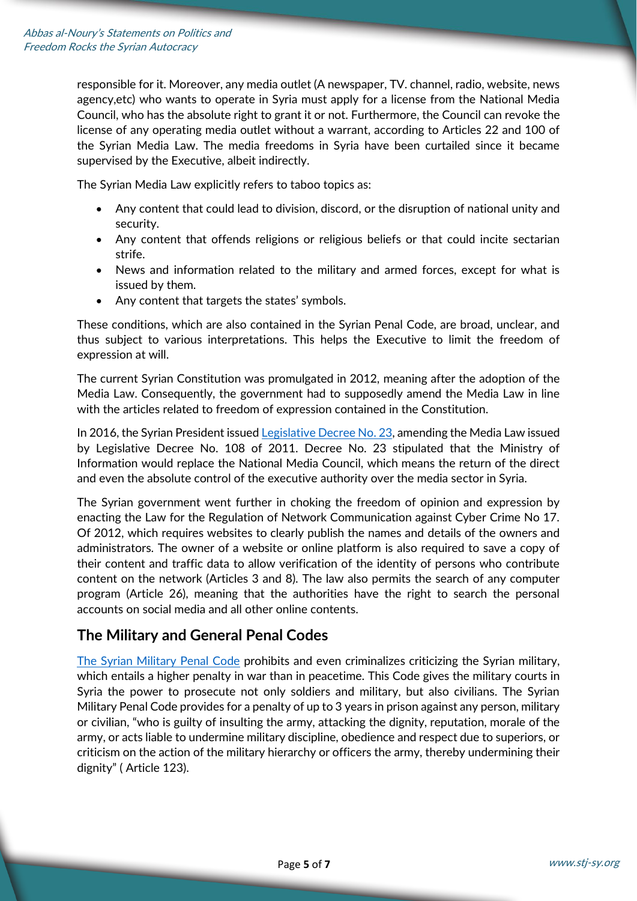responsible for it. Moreover, any media outlet (A newspaper, TV. channel, radio, website, news agency,etc) who wants to operate in Syria must apply for a license from the National Media Council, who has the absolute right to grant it or not. Furthermore, the Council can revoke the license of any operating media outlet without a warrant, according to Articles 22 and 100 of the Syrian Media Law. The media freedoms in Syria have been curtailed since it became supervised by the Executive, albeit indirectly.

The Syrian Media Law explicitly refers to taboo topics as:

- Any content that could lead to division, discord, or the disruption of national unity and security.
- Any content that offends religions or religious beliefs or that could incite sectarian strife.
- News and information related to the military and armed forces, except for what is issued by them.
- Any content that targets the states' symbols.

These conditions, which are also contained in the Syrian Penal Code, are broad, unclear, and thus subject to various interpretations. This helps the Executive to limit the freedom of expression at will.

The current Syrian Constitution was promulgated in 2012, meaning after the adoption of the Media Law. Consequently, the government had to supposedly amend the Media Law in line with the articles related to freedom of expression contained in the Constitution.

In 2016, the Syrian President issued Legislative Decree No. 23, amending the Media Law issued by Legislative Decree No. 108 of 2011. Decree No. 23 stipulated that the Ministry of Information would replace the National Media Council, which means the return of the direct and even the absolute control of the executive authority over the media sector in Syria.

The Syrian government went further in choking the freedom of opinion and expression by enacting the Law for the Regulation of Network Communication against Cyber Crime No 17. Of 2012, which requires websites to clearly publish the names and details of the owners and administrators. The owner of a website or online platform is also required to save a copy of their content and traffic data to allow verification of the identity of persons who contribute content on the network (Articles 3 and 8). The law also permits the search of any computer program (Article 26), meaning that the authorities have the right to search the personal accounts on social media and all other online contents.

## The Military and General Penal Codes

The Syrian Military Penal Code prohibits and even criminalizes criticizing the Syrian military, which entails a higher penalty in war than in peacetime. This Code gives the military courts in Syria the power to prosecute not only soldiers and military, but also civilians. The Syrian Military Penal Code provides for a penalty of up to 3 years in prison against any person, military or civilian, "who is guilty of insulting the army, attacking the dignity, reputation, morale of the army, or acts liable to undermine military discipline, obedience and respect due to superiors, or criticism on the action of the military hierarchy or officers the army, thereby undermining their dignity" ( Article 123).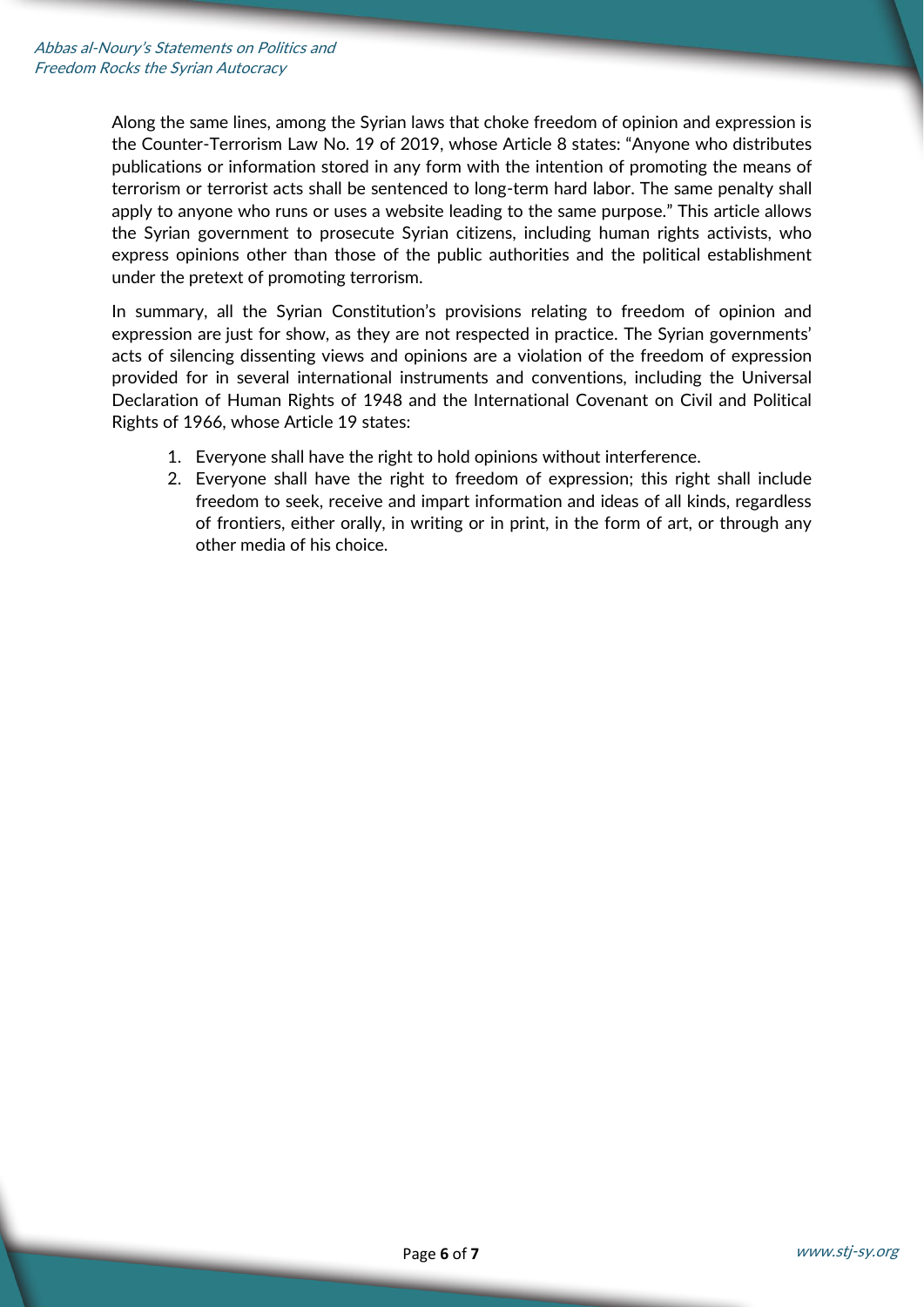Along the same lines, among the Syrian laws that choke freedom of opinion and expression is the Counter-Terrorism Law No. 19 of 2019, whose Article 8 states: "Anyone who distributes publications or information stored in any form with the intention of promoting the means of terrorism or terrorist acts shall be sentenced to long-term hard labor. The same penalty shall apply to anyone who runs or uses a website leading to the same purpose." This article allows the Syrian government to prosecute Syrian citizens, including human rights activists, who express opinions other than those of the public authorities and the political establishment under the pretext of promoting terrorism.

In summary, all the Syrian Constitution's provisions relating to freedom of opinion and expression are just for show, as they are not respected in practice. The Syrian governments' acts of silencing dissenting views and opinions are a violation of the freedom of expression provided for in several international instruments and conventions, including the Universal Declaration of Human Rights of 1948 and the International Covenant on Civil and Political Rights of 1966, whose Article 19 states:

1. Everyone shall have the right to hold opinions without interference.
2. Everyone shall have the right to freedom of expression; this right shall include freedom to seek, receive and impart information and ideas of all kinds, regardless of frontiers, either orally, in writing or in print, in the form of art, or through any other media of his choice.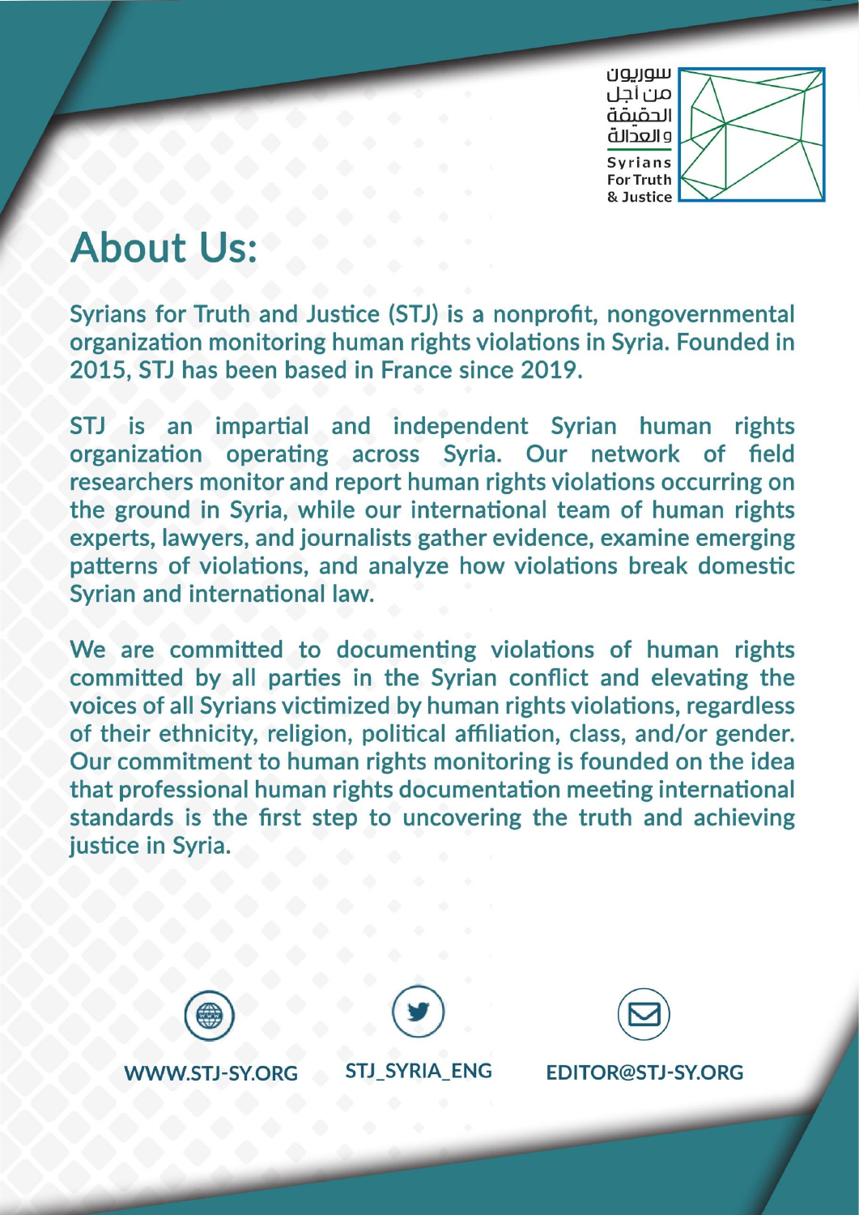سوريون
من أجل
الحقيقة
والعدالة

Syrians
For Truth
& Justice

# About Us:

Syrians for Truth and Justice (STJ) is a nonprofit, nongovernmental organization monitoring human rights violations in Syria. Founded in 2015, STJ has been based in France since 2019.

STJ is an impartial and independent Syrian human rights organization operating across Syria. Our network of field researchers monitor and report human rights violations occurring on the ground in Syria, while our international team of human rights experts, lawyers, and journalists gather evidence, examine emerging patterns of violations, and analyze how violations break domestic Syrian and international law.

We are committed to documenting violations of human rights committed by all parties in the Syrian conflict and elevating the voices of all Syrians victimized by human rights violations, regardless of their ethnicity, religion, political affiliation, class, and/or gender. Our commitment to human rights monitoring is founded on the idea that professional human rights documentation meeting international standards is the first step to uncovering the truth and achieving justice in Syria.

WWW.STJ-SY.ORG

STJ_SYRIA_ENG

EDITOR@STJ-SY.ORG